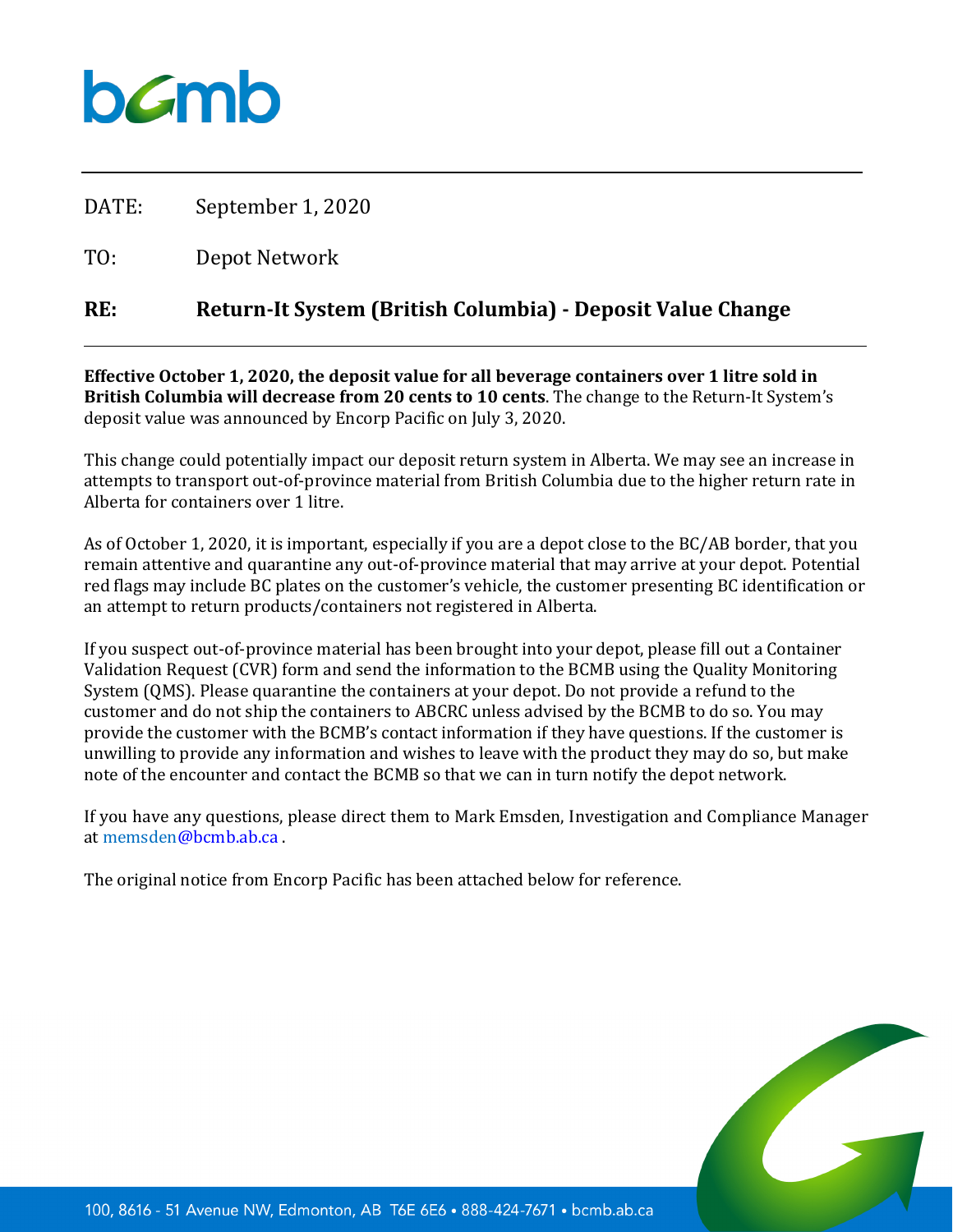bcmb

DATE: September 1, 2020

TO: Depot Network

**RE: Return-It System (British Columbia) - Deposit Value Change**

**Effective October 1, 2020, the deposit value for all beverage containers over 1 litre sold in British Columbia will decrease from 20 cents to 10 cents**. The change to the Return-It System's deposit value was announced by Encorp Pacific on July 3, 2020.

This change could potentially impact our deposit return system in Alberta. We may see an increase in attempts to transport out-of-province material from British Columbia due to the higher return rate in Alberta for containers over 1 litre.

As of October 1, 2020, it is important, especially if you are a depot close to the BC/AB border, that you remain attentive and quarantine any out-of-province material that may arrive at your depot. Potential red flags may include BC plates on the customer's vehicle, the customer presenting BC identification or an attempt to return products/containers not registered in Alberta.

If you suspect out-of-province material has been brought into your depot, please fill out a Container Validation Request (CVR) form and send the information to the BCMB using the Quality Monitoring System (QMS). Please quarantine the containers at your depot. Do not provide a refund to the customer and do not ship the containers to ABCRC unless advised by the BCMB to do so. You may provide the customer with the BCMB's contact information if they have questions. If the customer is unwilling to provide any information and wishes to leave with the product they may do so, but make note of the encounter and contact the BCMB so that we can in turn notify the depot network.

If you have any questions, please direct them to Mark Emsden, Investigation and Compliance Manager at memsden@bcmb.ab.ca .

The original notice from Encorp Pacific has been attached below for reference.

100, 8616 - 51 Avenue NW, Edmonton, AB T6E 6E6 • 888-424-7671 • bcmb.ab.ca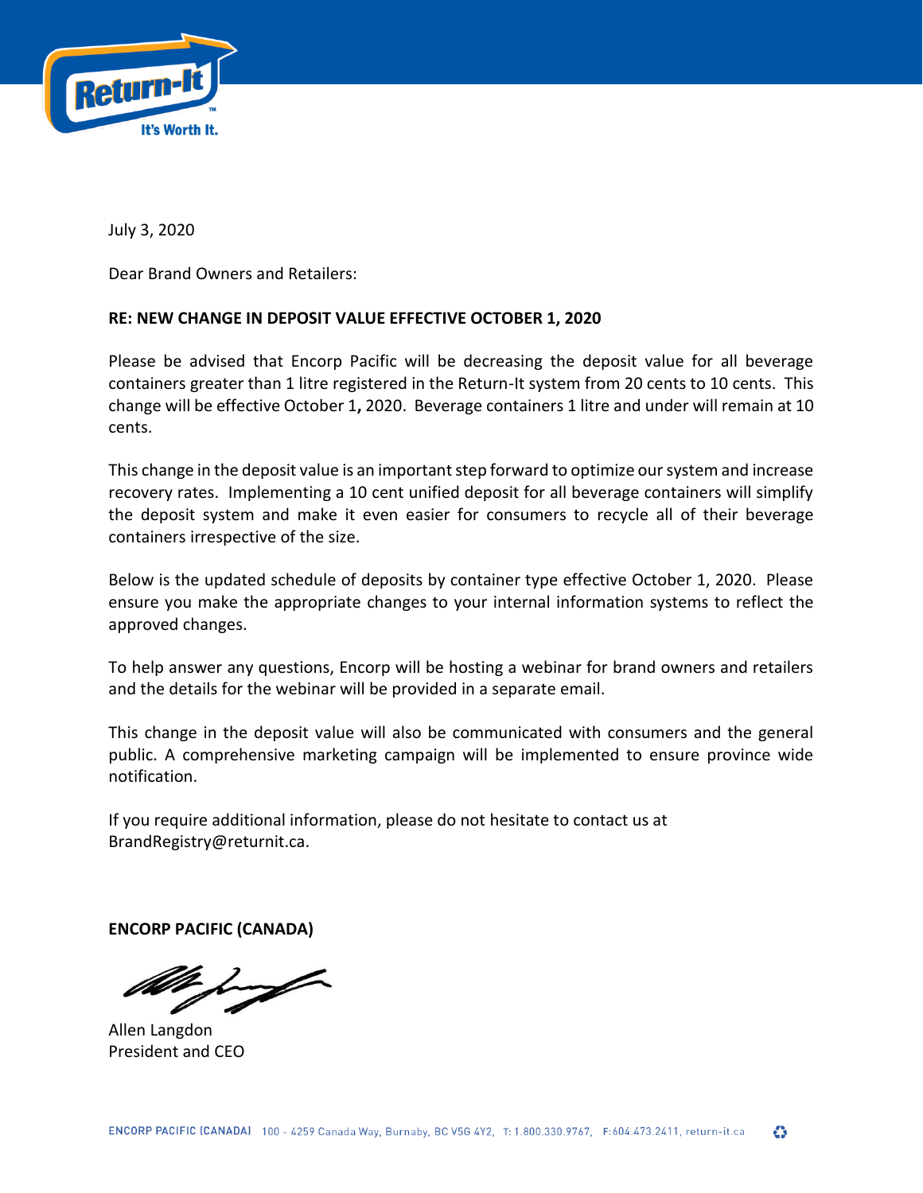July 3, 2020

Dear Brand Owners and Retailers:

**RE: NEW CHANGE IN DEPOSIT VALUE EFFECTIVE OCTOBER 1, 2020**

Please be advised that Encorp Pacific will be decreasing the deposit value for all beverage containers greater than 1 litre registered in the Return-It system from 20 cents to 10 cents. This change will be effective October 1**,** 2020. Beverage containers 1 litre and under will remain at 10 cents.

This change in the deposit value is an important step forward to optimize our system and increase recovery rates. Implementing a 10 cent unified deposit for all beverage containers will simplify the deposit system and make it even easier for consumers to recycle all of their beverage containers irrespective of the size.

Below is the updated schedule of deposits by container type effective October 1, 2020. Please ensure you make the appropriate changes to your internal information systems to reflect the approved changes.

To help answer any questions, Encorp will be hosting a webinar for brand owners and retailers and the details for the webinar will be provided in a separate email.

This change in the deposit value will also be communicated with consumers and the general public. A comprehensive marketing campaign will be implemented to ensure province wide notification.

If you require additional information, please do not hesitate to contact us at BrandRegistry@returnit.ca.

**ENCORP PACIFIC (CANADA)**

Allen Langdon
President and CEO

ENCORP PACIFIC (CANADA) 100 - 4259 Canada Way, Burnaby, BC V5G 4Y2, T: 1.800.330.9767, F: 604.473.2411, return-it.ca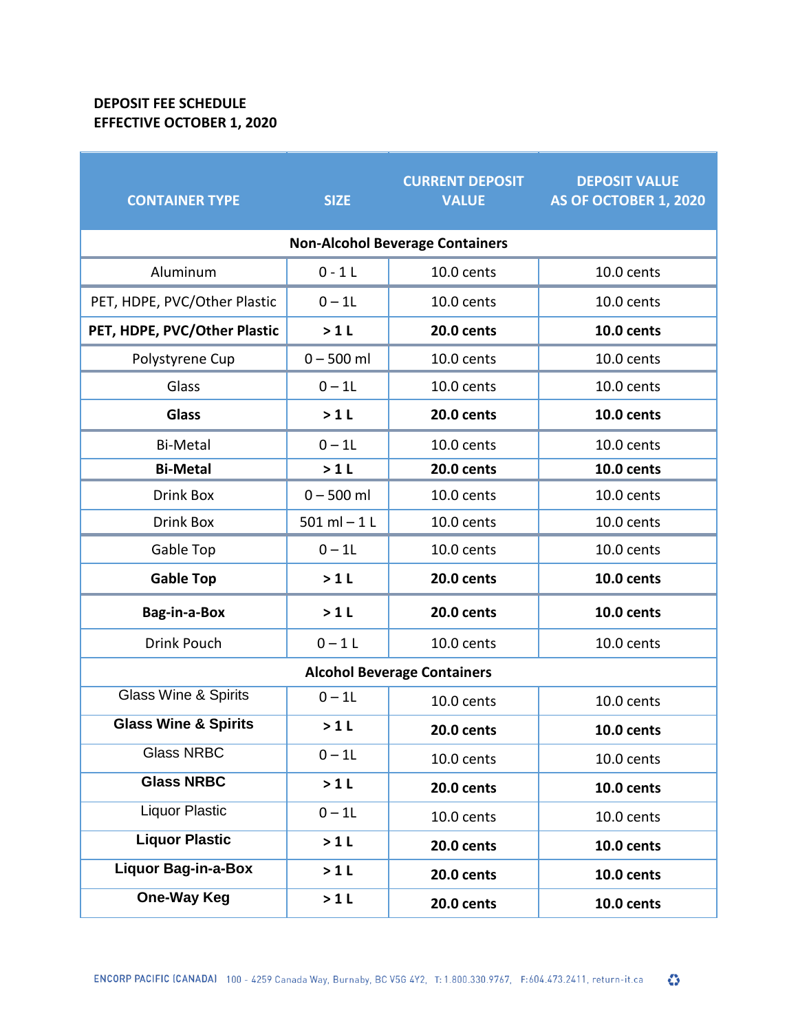**DEPOSIT FEE SCHEDULE**
**EFFECTIVE OCTOBER 1, 2020**

| CONTAINER TYPE | SIZE | CURRENT DEPOSIT VALUE | DEPOSIT VALUE AS OF OCTOBER 1, 2020 |
|---|---|---|---|
| **Non-Alcohol Beverage Containers** | | | |
| Aluminum | 0 - 1 L | 10.0 cents | 10.0 cents |
| PET, HDPE, PVC/Other Plastic | 0 – 1L | 10.0 cents | 10.0 cents |
| **PET, HDPE, PVC/Other Plastic** | **> 1 L** | **20.0 cents** | **10.0 cents** |
| Polystyrene Cup | 0 – 500 ml | 10.0 cents | 10.0 cents |
| Glass | 0 – 1L | 10.0 cents | 10.0 cents |
| **Glass** | **> 1 L** | **20.0 cents** | **10.0 cents** |
| Bi-Metal | 0 – 1L | 10.0 cents | 10.0 cents |
| **Bi-Metal** | **> 1 L** | **20.0 cents** | **10.0 cents** |
| Drink Box | 0 – 500 ml | 10.0 cents | 10.0 cents |
| Drink Box | 501 ml – 1 L | 10.0 cents | 10.0 cents |
| Gable Top | 0 – 1L | 10.0 cents | 10.0 cents |
| **Gable Top** | **> 1 L** | **20.0 cents** | **10.0 cents** |
| **Bag-in-a-Box** | **> 1 L** | **20.0 cents** | **10.0 cents** |
| Drink Pouch | 0 – 1 L | 10.0 cents | 10.0 cents |
| **Alcohol Beverage Containers** | | | |
| Glass Wine & Spirits | 0 – 1L | 10.0 cents | 10.0 cents |
| **Glass Wine & Spirits** | **> 1 L** | **20.0 cents** | **10.0 cents** |
| Glass NRBC | 0 – 1L | 10.0 cents | 10.0 cents |
| **Glass NRBC** | **> 1 L** | **20.0 cents** | **10.0 cents** |
| Liquor Plastic | 0 – 1L | 10.0 cents | 10.0 cents |
| **Liquor Plastic** | **> 1 L** | **20.0 cents** | **10.0 cents** |
| **Liquor Bag-in-a-Box** | **> 1 L** | **20.0 cents** | **10.0 cents** |
| **One-Way Keg** | **> 1 L** | **20.0 cents** | **10.0 cents** |

ENCORP PACIFIC (CANADA) 100 - 4259 Canada Way, Burnaby, BC V5G 4Y2, T: 1.800.330.9767, F:604.473.2411, return-it.ca